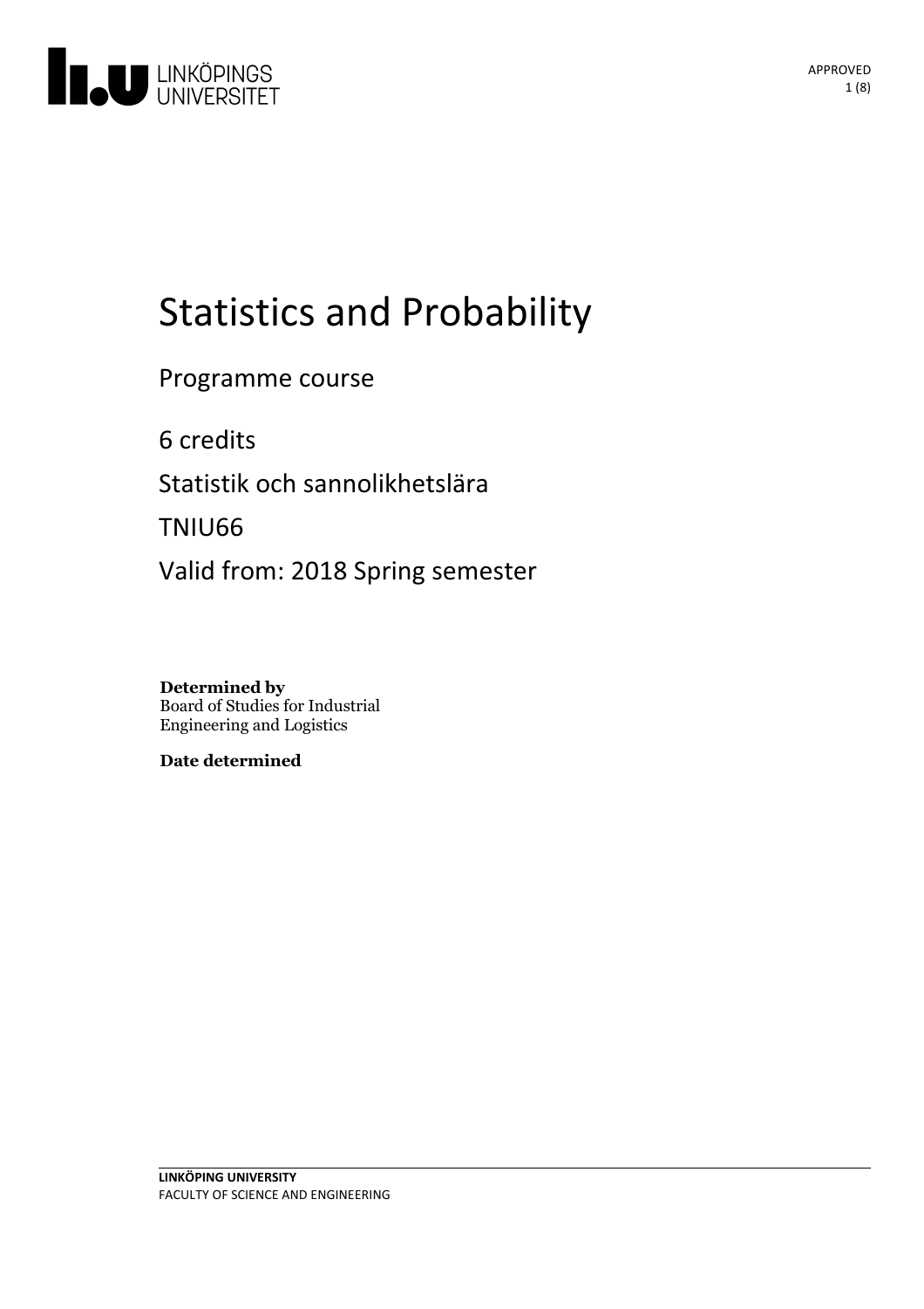# Statistics and Probability

Programme course

6 credits

Statistik och sannolikhetslära

TNIU66

Valid from: 2018 Spring semester

**Determined by**
Board of Studies for Industrial Engineering and Logistics

**Date determined**

**LINKÖPING UNIVERSITY**
FACULTY OF SCIENCE AND ENGINEERING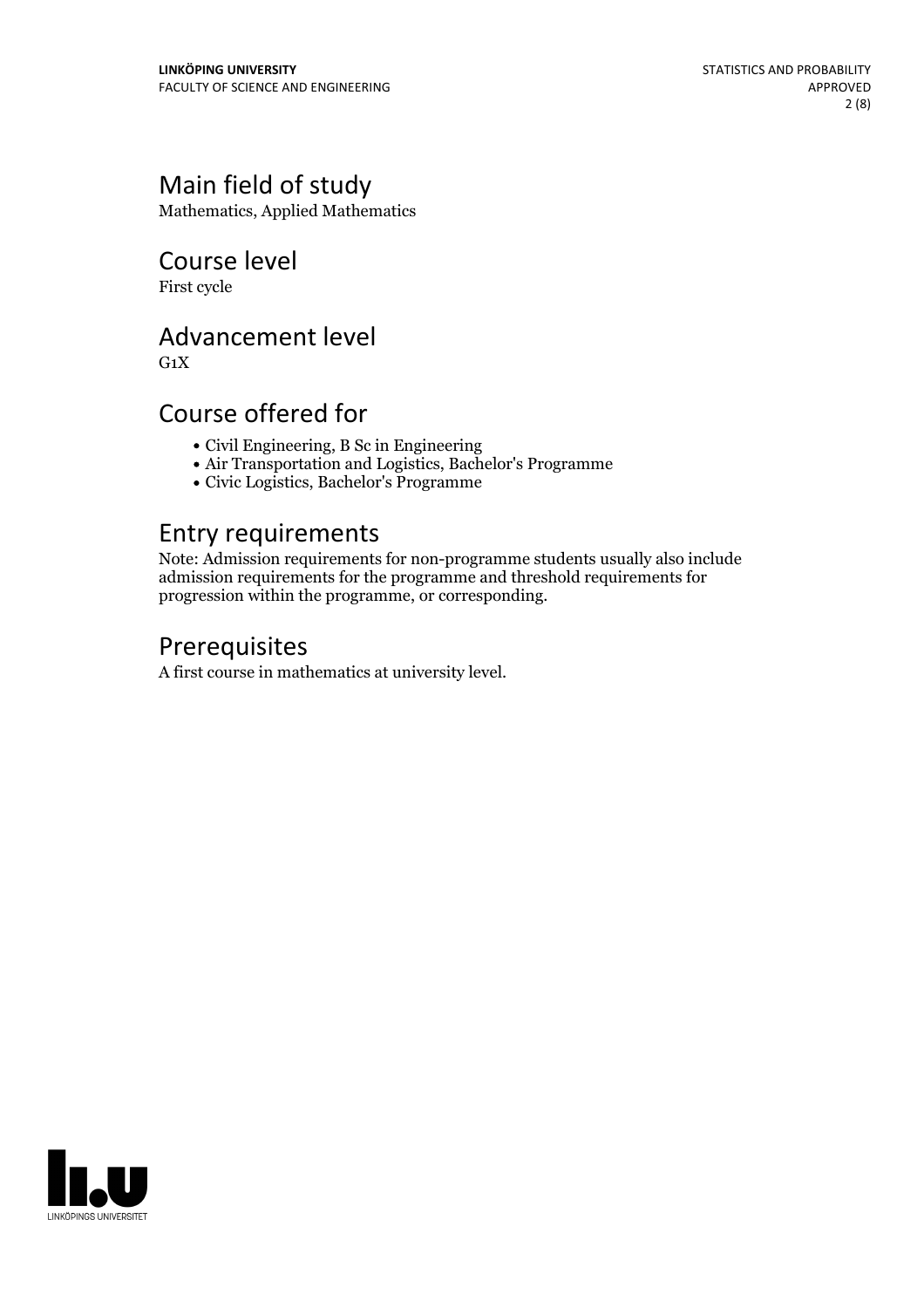## Main field of study

Mathematics, Applied Mathematics

## Course level

First cycle

## Advancement level

G1X

## Course offered for

- Civil Engineering, B Sc in Engineering
- Air Transportation and Logistics, Bachelor's Programme
- Civic Logistics, Bachelor's Programme

## Entry requirements

Note: Admission requirements for non-programme students usually also include admission requirements for the programme and threshold requirements for progression within the programme, or corresponding.

## Prerequisites

A first course in mathematics at university level.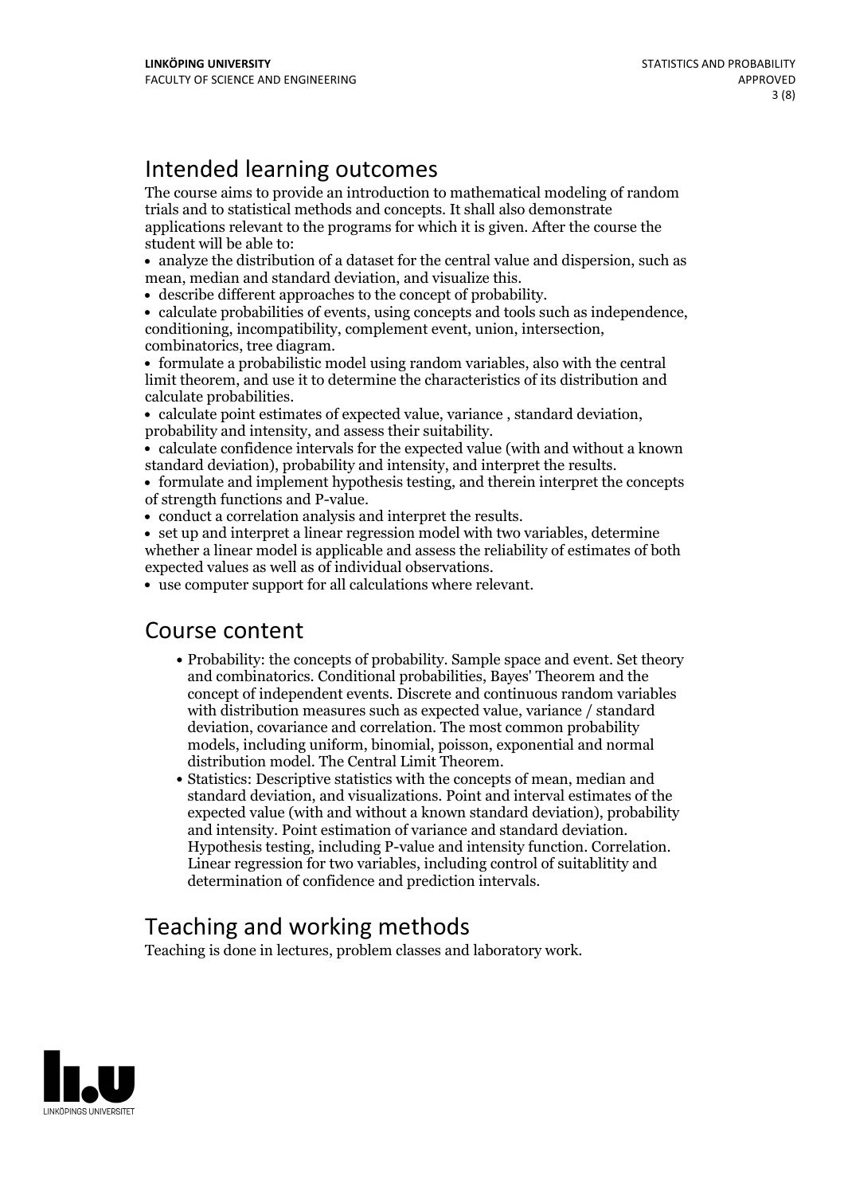## Intended learning outcomes

The course aims to provide an introduction to mathematical modeling of random trials and to statistical methods and concepts. It shall also demonstrate applications relevant to the programs for which it is given. After the course the student will be able to:

- analyze the distribution of a dataset for the central value and dispersion, such as mean, median and standard deviation, and visualize this.
- describe different approaches to the concept of probability.
- calculate probabilities of events, using concepts and tools such as independence, conditioning, incompatibility, complement event, union, intersection, combinatorics, tree diagram.
- formulate a probabilistic model using random variables, also with the central limit theorem, and use it to determine the characteristics of its distribution and calculate probabilities.
- calculate point estimates of expected value, variance , standard deviation, probability and intensity, and assess their suitability.
- calculate confidence intervals for the expected value (with and without a known standard deviation), probability and intensity, and interpret the results.
- formulate and implement hypothesis testing, and therein interpret the concepts of strength functions and P-value.
- conduct a correlation analysis and interpret the results.
- set up and interpret a linear regression model with two variables, determine whether a linear model is applicable and assess the reliability of estimates of both expected values as well as of individual observations.
- use computer support for all calculations where relevant.

## Course content

- Probability: the concepts of probability. Sample space and event. Set theory and combinatorics. Conditional probabilities, Bayes' Theorem and the concept of independent events. Discrete and continuous random variables with distribution measures such as expected value, variance / standard deviation, covariance and correlation. The most common probability models, including uniform, binomial, poisson, exponential and normal distribution model. The Central Limit Theorem.
- Statistics: Descriptive statistics with the concepts of mean, median and standard deviation, and visualizations. Point and interval estimates of the expected value (with and without a known standard deviation), probability and intensity. Point estimation of variance and standard deviation. Hypothesis testing, including P-value and intensity function. Correlation. Linear regression for two variables, including control of suitablitity and determination of confidence and prediction intervals.

## Teaching and working methods

Teaching is done in lectures, problem classes and laboratory work.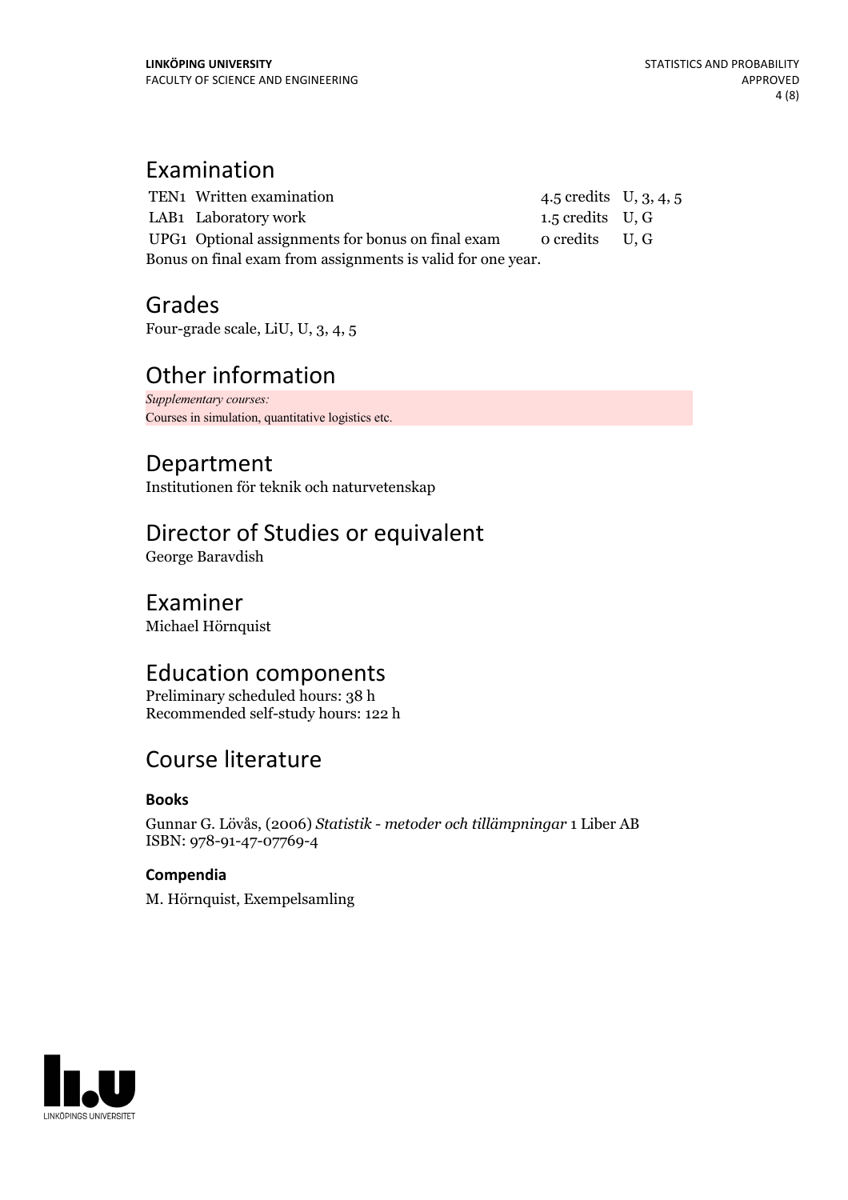## Examination

| | | | |
|---|---|---|---|
| TEN1 | Written examination | 4.5 credits | U, 3, 4, 5 |
| LAB1 | Laboratory work | 1.5 credits | U, G |
| UPG1 | Optional assignments for bonus on final exam | 0 credits | U, G |

Bonus on final exam from assignments is valid for one year.

## Grades

Four-grade scale, LiU, U, 3, 4, 5

## Other information

*Supplementary courses:*
Courses in simulation, quantitative logistics etc.

## Department

Institutionen för teknik och naturvetenskap

## Director of Studies or equivalent

George Baravdish

## Examiner

Michael Hörnquist

## Education components

Preliminary scheduled hours: 38 h
Recommended self-study hours: 122 h

## Course literature

### Books

Gunnar G. Lövås, (2006) *Statistik - metoder och tillämpningar* 1 Liber AB
ISBN: 978-91-47-07769-4

### Compendia

M. Hörnquist, Exempelsamling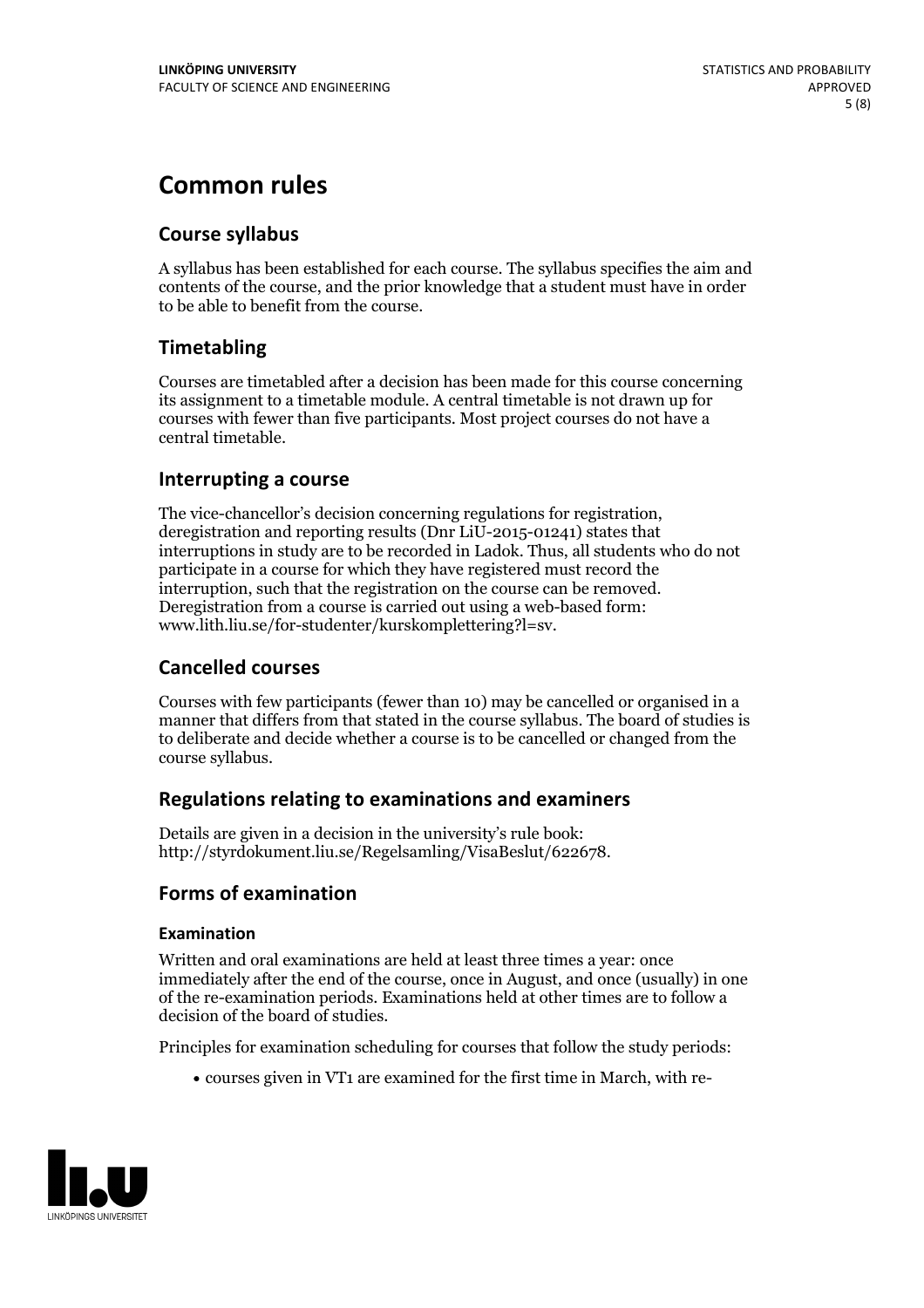# Common rules

## Course syllabus

A syllabus has been established for each course. The syllabus specifies the aim and contents of the course, and the prior knowledge that a student must have in order to be able to benefit from the course.

## Timetabling

Courses are timetabled after a decision has been made for this course concerning its assignment to a timetable module. A central timetable is not drawn up for courses with fewer than five participants. Most project courses do not have a central timetable.

## Interrupting a course

The vice-chancellor's decision concerning regulations for registration, deregistration and reporting results (Dnr LiU-2015-01241) states that interruptions in study are to be recorded in Ladok. Thus, all students who do not participate in a course for which they have registered must record the interruption, such that the registration on the course can be removed. Deregistration from a course is carried out using a web-based form: www.lith.liu.se/for-studenter/kurskomplettering?l=sv.

## Cancelled courses

Courses with few participants (fewer than 10) may be cancelled or organised in a manner that differs from that stated in the course syllabus. The board of studies is to deliberate and decide whether a course is to be cancelled or changed from the course syllabus.

## Regulations relating to examinations and examiners

Details are given in a decision in the university's rule book: http://styrdokument.liu.se/Regelsamling/VisaBeslut/622678.

## Forms of examination

### Examination

Written and oral examinations are held at least three times a year: once immediately after the end of the course, once in August, and once (usually) in one of the re-examination periods. Examinations held at other times are to follow a decision of the board of studies.

Principles for examination scheduling for courses that follow the study periods:

- courses given in VT1 are examined for the first time in March, with re-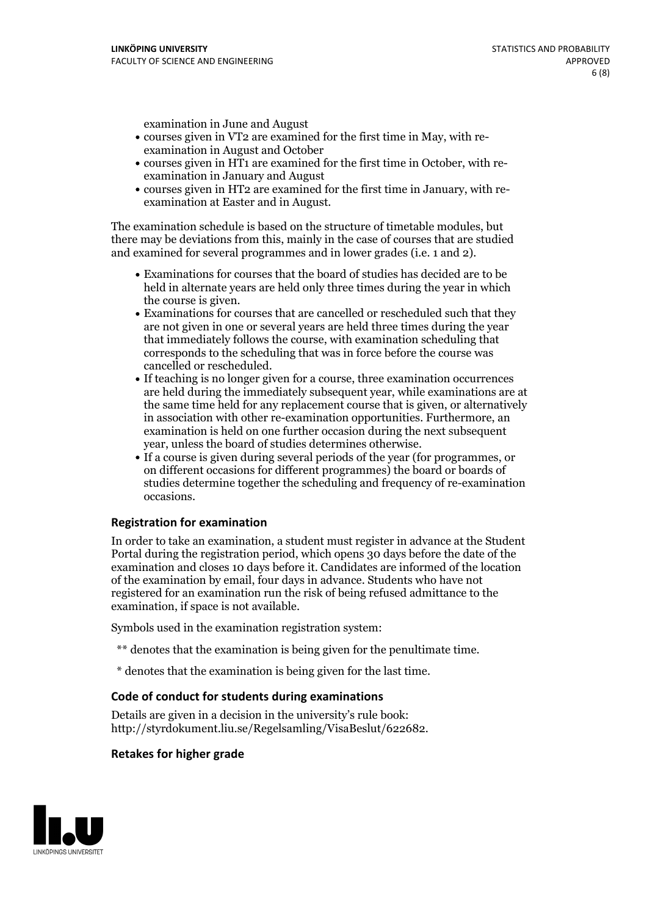examination in June and August

- courses given in VT2 are examined for the first time in May, with re-examination in August and October
- courses given in HT1 are examined for the first time in October, with re-examination in January and August
- courses given in HT2 are examined for the first time in January, with re-examination at Easter and in August.

The examination schedule is based on the structure of timetable modules, but there may be deviations from this, mainly in the case of courses that are studied and examined for several programmes and in lower grades (i.e. 1 and 2).

- Examinations for courses that the board of studies has decided are to be held in alternate years are held only three times during the year in which the course is given.
- Examinations for courses that are cancelled or rescheduled such that they are not given in one or several years are held three times during the year that immediately follows the course, with examination scheduling that corresponds to the scheduling that was in force before the course was cancelled or rescheduled.
- If teaching is no longer given for a course, three examination occurrences are held during the immediately subsequent year, while examinations are at the same time held for any replacement course that is given, or alternatively in association with other re-examination opportunities. Furthermore, an examination is held on one further occasion during the next subsequent year, unless the board of studies determines otherwise.
- If a course is given during several periods of the year (for programmes, or on different occasions for different programmes) the board or boards of studies determine together the scheduling and frequency of re-examination occasions.

### Registration for examination

In order to take an examination, a student must register in advance at the Student Portal during the registration period, which opens 30 days before the date of the examination and closes 10 days before it. Candidates are informed of the location of the examination by email, four days in advance. Students who have not registered for an examination run the risk of being refused admittance to the examination, if space is not available.

Symbols used in the examination registration system:

** denotes that the examination is being given for the penultimate time.

* denotes that the examination is being given for the last time.

### Code of conduct for students during examinations

Details are given in a decision in the university's rule book: http://styrdokument.liu.se/Regelsamling/VisaBeslut/622682.

### Retakes for higher grade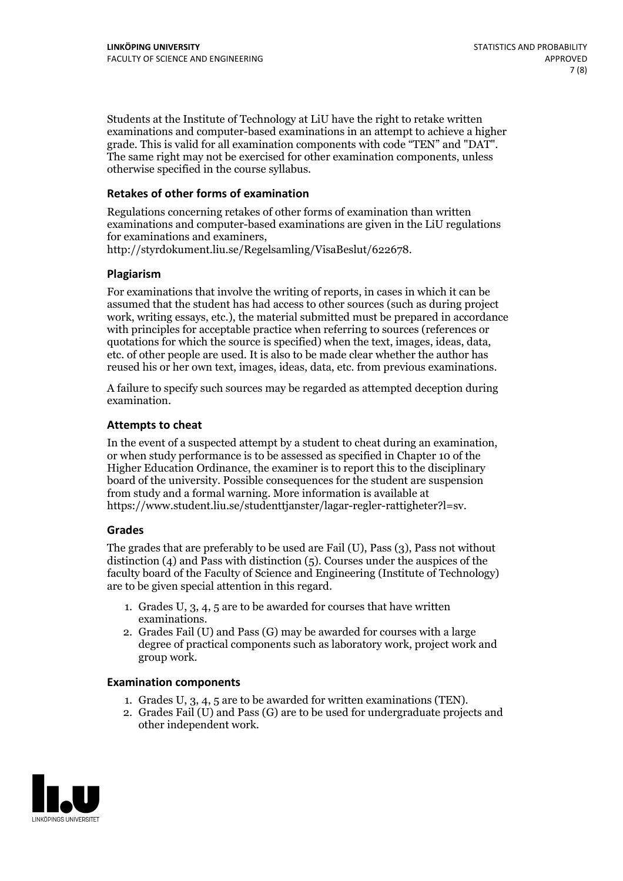Students at the Institute of Technology at LiU have the right to retake written examinations and computer-based examinations in an attempt to achieve a higher grade. This is valid for all examination components with code "TEN" and "DAT". The same right may not be exercised for other examination components, unless otherwise specified in the course syllabus.

### Retakes of other forms of examination

Regulations concerning retakes of other forms of examination than written examinations and computer-based examinations are given in the LiU regulations for examinations and examiners, http://styrdokument.liu.se/Regelsamling/VisaBeslut/622678.

### Plagiarism

For examinations that involve the writing of reports, in cases in which it can be assumed that the student has had access to other sources (such as during project work, writing essays, etc.), the material submitted must be prepared in accordance with principles for acceptable practice when referring to sources (references or quotations for which the source is specified) when the text, images, ideas, data, etc. of other people are used. It is also to be made clear whether the author has reused his or her own text, images, ideas, data, etc. from previous examinations.

A failure to specify such sources may be regarded as attempted deception during examination.

### Attempts to cheat

In the event of a suspected attempt by a student to cheat during an examination, or when study performance is to be assessed as specified in Chapter 10 of the Higher Education Ordinance, the examiner is to report this to the disciplinary board of the university. Possible consequences for the student are suspension from study and a formal warning. More information is available at https://www.student.liu.se/studenttjanster/lagar-regler-rattigheter?l=sv.

### Grades

The grades that are preferably to be used are Fail (U), Pass (3), Pass not without distinction (4) and Pass with distinction (5). Courses under the auspices of the faculty board of the Faculty of Science and Engineering (Institute of Technology) are to be given special attention in this regard.

1. Grades U, 3, 4, 5 are to be awarded for courses that have written examinations.
2. Grades Fail (U) and Pass (G) may be awarded for courses with a large degree of practical components such as laboratory work, project work and group work.

### Examination components

1. Grades U, 3, 4, 5 are to be awarded for written examinations (TEN).
2. Grades Fail (U) and Pass (G) are to be used for undergraduate projects and other independent work.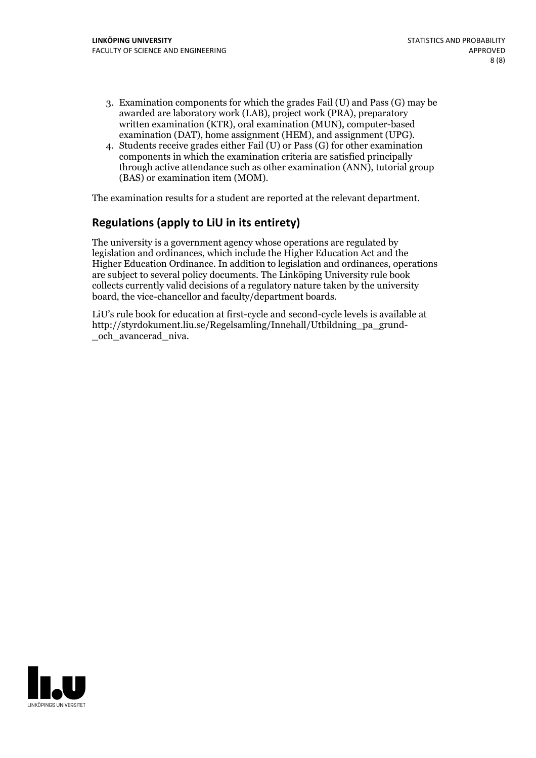3. Examination components for which the grades Fail (U) and Pass (G) may be awarded are laboratory work (LAB), project work (PRA), preparatory written examination (KTR), oral examination (MUN), computer-based examination (DAT), home assignment (HEM), and assignment (UPG).
4. Students receive grades either Fail (U) or Pass (G) for other examination components in which the examination criteria are satisfied principally through active attendance such as other examination (ANN), tutorial group (BAS) or examination item (MOM).

The examination results for a student are reported at the relevant department.

## Regulations (apply to LiU in its entirety)

The university is a government agency whose operations are regulated by legislation and ordinances, which include the Higher Education Act and the Higher Education Ordinance. In addition to legislation and ordinances, operations are subject to several policy documents. The Linköping University rule book collects currently valid decisions of a regulatory nature taken by the university board, the vice-chancellor and faculty/department boards.

LiU's rule book for education at first-cycle and second-cycle levels is available at http://styrdokument.liu.se/Regelsamling/Innehall/Utbildning_pa_grund-_och_avancerad_niva.